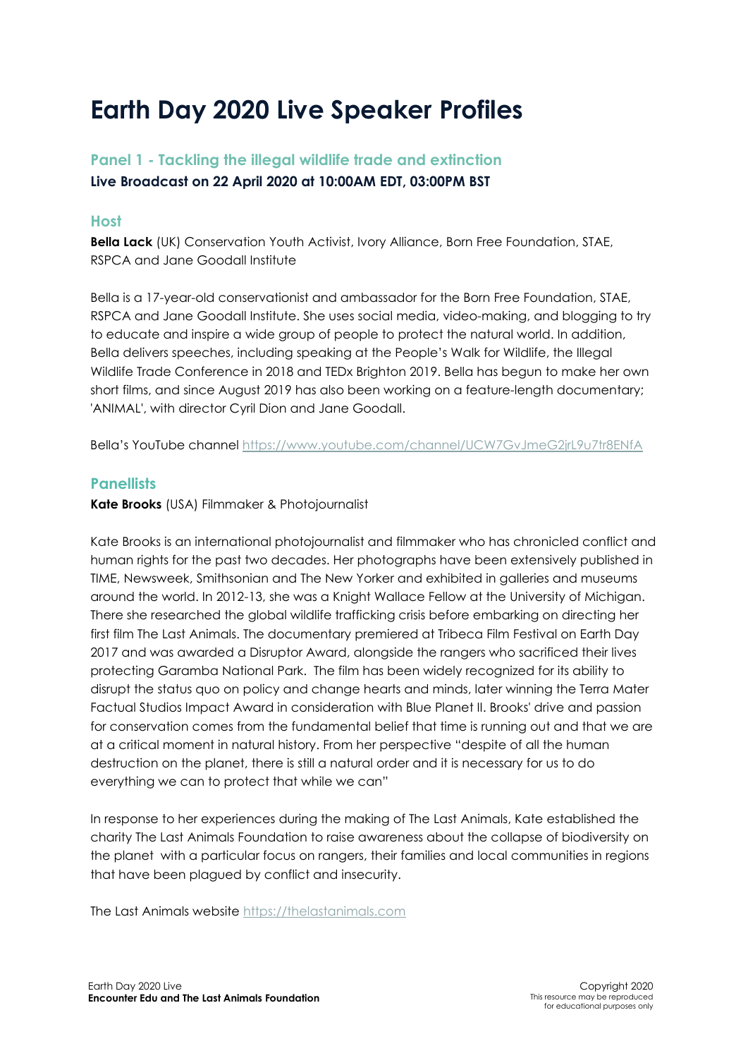# Earth Day 2020 Live Speaker Profiles

## Panel 1 - Tackling the illegal wildlife trade and extinction

**Live Broadcast on 22 April 2020 at 10:00AM EDT, 03:00PM BST**

### Host

**Bella Lack** (UK) Conservation Youth Activist, Ivory Alliance, Born Free Foundation, STAE, RSPCA and Jane Goodall Institute

Bella is a 17-year-old conservationist and ambassador for the Born Free Foundation, STAE, RSPCA and Jane Goodall Institute. She uses social media, video-making, and blogging to try to educate and inspire a wide group of people to protect the natural world. In addition, Bella delivers speeches, including speaking at the People's Walk for Wildlife, the Illegal Wildlife Trade Conference in 2018 and TEDx Brighton 2019. Bella has begun to make her own short films, and since August 2019 has also been working on a feature-length documentary; 'ANIMAL', with director Cyril Dion and Jane Goodall.

Bella's YouTube channel https://www.youtube.com/channel/UCW7GvJmeG2jrL9u7tr8ENfA

### Panellists

**Kate Brooks** (USA) Filmmaker & Photojournalist

Kate Brooks is an international photojournalist and filmmaker who has chronicled conflict and human rights for the past two decades. Her photographs have been extensively published in TIME, Newsweek, Smithsonian and The New Yorker and exhibited in galleries and museums around the world. In 2012-13, she was a Knight Wallace Fellow at the University of Michigan. There she researched the global wildlife trafficking crisis before embarking on directing her first film The Last Animals. The documentary premiered at Tribeca Film Festival on Earth Day 2017 and was awarded a Disruptor Award, alongside the rangers who sacrificed their lives protecting Garamba National Park. The film has been widely recognized for its ability to disrupt the status quo on policy and change hearts and minds, later winning the Terra Mater Factual Studios Impact Award in consideration with Blue Planet II. Brooks' drive and passion for conservation comes from the fundamental belief that time is running out and that we are at a critical moment in natural history. From her perspective "despite of all the human destruction on the planet, there is still a natural order and it is necessary for us to do everything we can to protect that while we can"

In response to her experiences during the making of The Last Animals, Kate established the charity The Last Animals Foundation to raise awareness about the collapse of biodiversity on the planet with a particular focus on rangers, their families and local communities in regions that have been plagued by conflict and insecurity.

The Last Animals website https://thelastanimals.com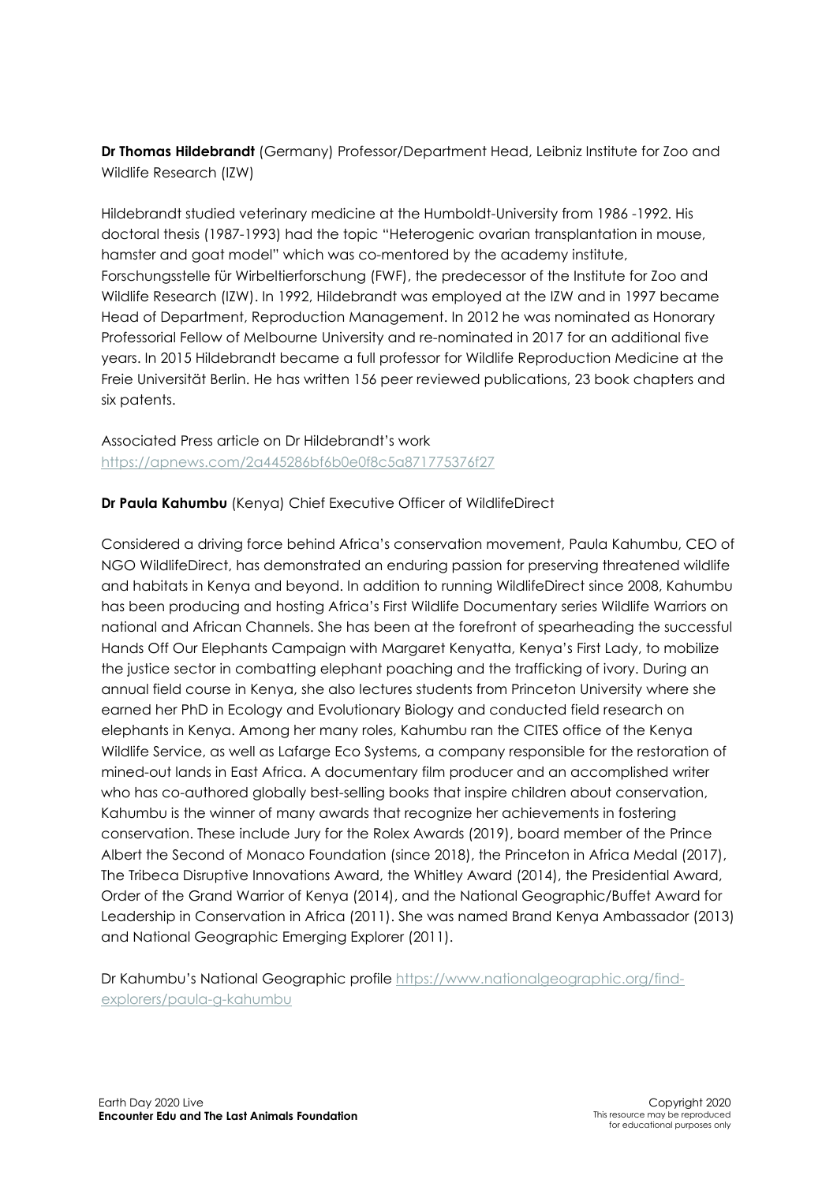**Dr Thomas Hildebrandt** (Germany) Professor/Department Head, Leibniz Institute for Zoo and Wildlife Research (IZW)

Hildebrandt studied veterinary medicine at the Humboldt-University from 1986 -1992. His doctoral thesis (1987-1993) had the topic "Heterogenic ovarian transplantation in mouse, hamster and goat model" which was co-mentored by the academy institute, Forschungsstelle für Wirbeltierforschung (FWF), the predecessor of the Institute for Zoo and Wildlife Research (IZW). In 1992, Hildebrandt was employed at the IZW and in 1997 became Head of Department, Reproduction Management. In 2012 he was nominated as Honorary Professorial Fellow of Melbourne University and re-nominated in 2017 for an additional five years. In 2015 Hildebrandt became a full professor for Wildlife Reproduction Medicine at the Freie Universität Berlin. He has written 156 peer reviewed publications, 23 book chapters and six patents.

Associated Press article on Dr Hildebrandt's work
https://apnews.com/2a445286bf6b0e0f8c5a871775376f27

**Dr Paula Kahumbu** (Kenya) Chief Executive Officer of WildlifeDirect

Considered a driving force behind Africa's conservation movement, Paula Kahumbu, CEO of NGO WildlifeDirect, has demonstrated an enduring passion for preserving threatened wildlife and habitats in Kenya and beyond. In addition to running WildlifeDirect since 2008, Kahumbu has been producing and hosting Africa's First Wildlife Documentary series Wildlife Warriors on national and African Channels. She has been at the forefront of spearheading the successful Hands Off Our Elephants Campaign with Margaret Kenyatta, Kenya's First Lady, to mobilize the justice sector in combatting elephant poaching and the trafficking of ivory. During an annual field course in Kenya, she also lectures students from Princeton University where she earned her PhD in Ecology and Evolutionary Biology and conducted field research on elephants in Kenya. Among her many roles, Kahumbu ran the CITES office of the Kenya Wildlife Service, as well as Lafarge Eco Systems, a company responsible for the restoration of mined-out lands in East Africa. A documentary film producer and an accomplished writer who has co-authored globally best-selling books that inspire children about conservation, Kahumbu is the winner of many awards that recognize her achievements in fostering conservation. These include Jury for the Rolex Awards (2019), board member of the Prince Albert the Second of Monaco Foundation (since 2018), the Princeton in Africa Medal (2017), The Tribeca Disruptive Innovations Award, the Whitley Award (2014), the Presidential Award, Order of the Grand Warrior of Kenya (2014), and the National Geographic/Buffet Award for Leadership in Conservation in Africa (2011). She was named Brand Kenya Ambassador (2013) and National Geographic Emerging Explorer (2011).

Dr Kahumbu's National Geographic profile https://www.nationalgeographic.org/find-explorers/paula-g-kahumbu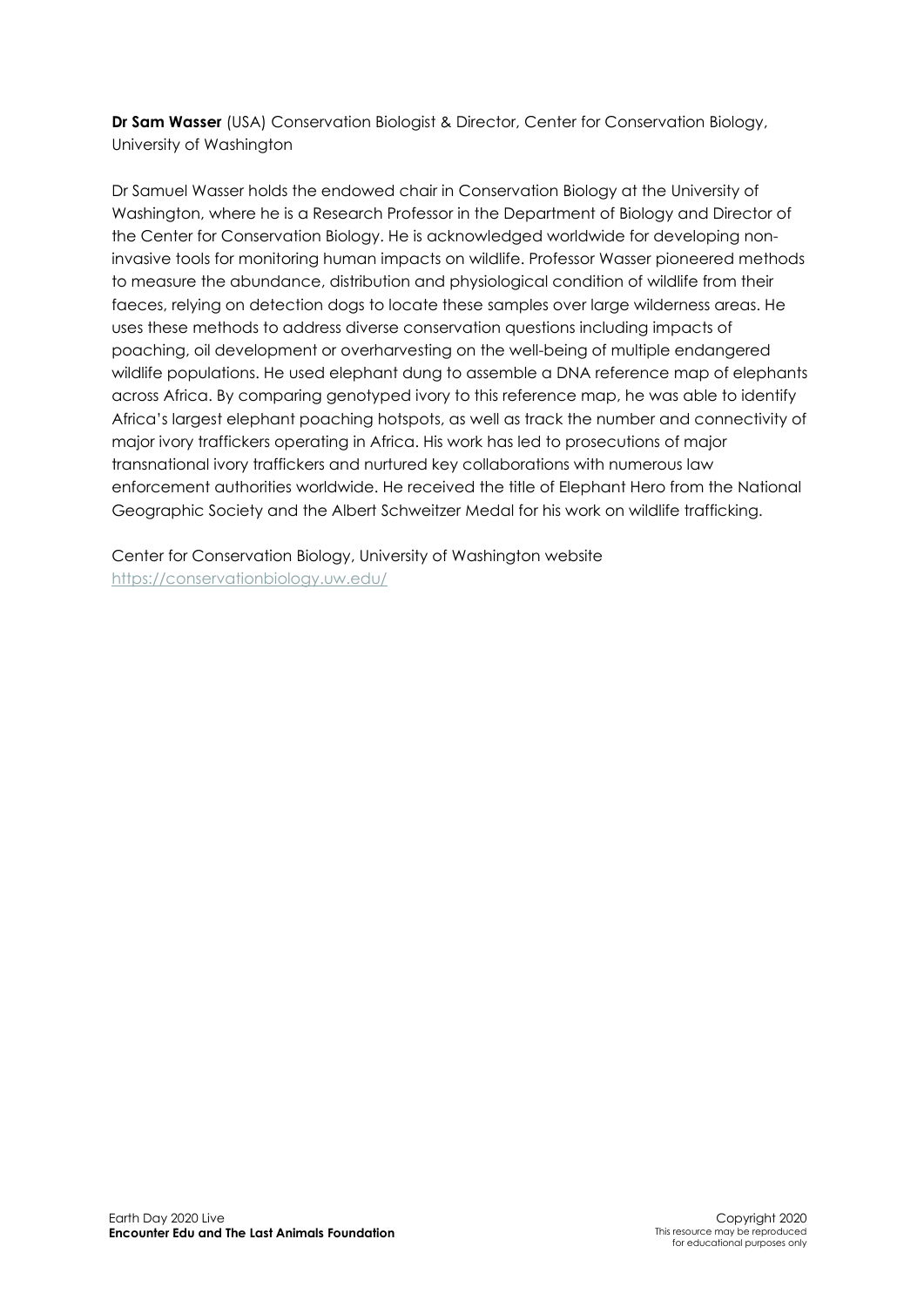**Dr Sam Wasser** (USA) Conservation Biologist & Director, Center for Conservation Biology, University of Washington

Dr Samuel Wasser holds the endowed chair in Conservation Biology at the University of Washington, where he is a Research Professor in the Department of Biology and Director of the Center for Conservation Biology. He is acknowledged worldwide for developing non-invasive tools for monitoring human impacts on wildlife. Professor Wasser pioneered methods to measure the abundance, distribution and physiological condition of wildlife from their faeces, relying on detection dogs to locate these samples over large wilderness areas. He uses these methods to address diverse conservation questions including impacts of poaching, oil development or overharvesting on the well-being of multiple endangered wildlife populations. He used elephant dung to assemble a DNA reference map of elephants across Africa. By comparing genotyped ivory to this reference map, he was able to identify Africa's largest elephant poaching hotspots, as well as track the number and connectivity of major ivory traffickers operating in Africa. His work has led to prosecutions of major transnational ivory traffickers and nurtured key collaborations with numerous law enforcement authorities worldwide. He received the title of Elephant Hero from the National Geographic Society and the Albert Schweitzer Medal for his work on wildlife trafficking.

Center for Conservation Biology, University of Washington website
https://conservationbiology.uw.edu/